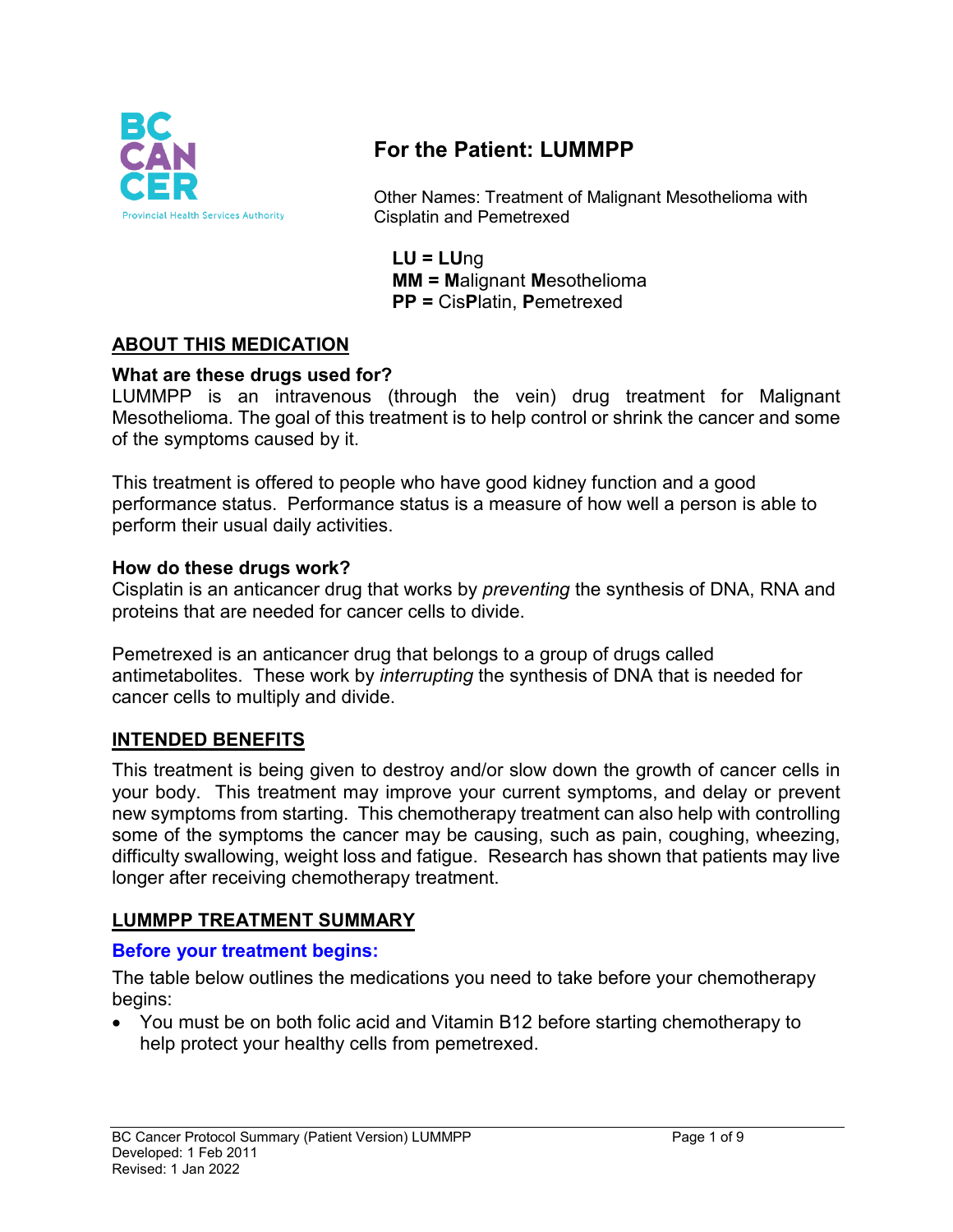# For the Patient: LUMMPP

Other Names: Treatment of Malignant Mesothelioma with Cisplatin and Pemetrexed

**LU = LU**ng
**MM = M**alignant **M**esothelioma
**PP =** Cis**P**latin, **P**emetrexed

## ABOUT THIS MEDICATION

### What are these drugs used for?

LUMMPP is an intravenous (through the vein) drug treatment for Malignant Mesothelioma. The goal of this treatment is to help control or shrink the cancer and some of the symptoms caused by it.

This treatment is offered to people who have good kidney function and a good performance status. Performance status is a measure of how well a person is able to perform their usual daily activities.

### How do these drugs work?

Cisplatin is an anticancer drug that works by *preventing* the synthesis of DNA, RNA and proteins that are needed for cancer cells to divide.

Pemetrexed is an anticancer drug that belongs to a group of drugs called antimetabolites. These work by *interrupting* the synthesis of DNA that is needed for cancer cells to multiply and divide.

## INTENDED BENEFITS

This treatment is being given to destroy and/or slow down the growth of cancer cells in your body. This treatment may improve your current symptoms, and delay or prevent new symptoms from starting. This chemotherapy treatment can also help with controlling some of the symptoms the cancer may be causing, such as pain, coughing, wheezing, difficulty swallowing, weight loss and fatigue. Research has shown that patients may live longer after receiving chemotherapy treatment.

## LUMMPP TREATMENT SUMMARY

### Before your treatment begins:

The table below outlines the medications you need to take before your chemotherapy begins:

- You must be on both folic acid and Vitamin B12 before starting chemotherapy to help protect your healthy cells from pemetrexed.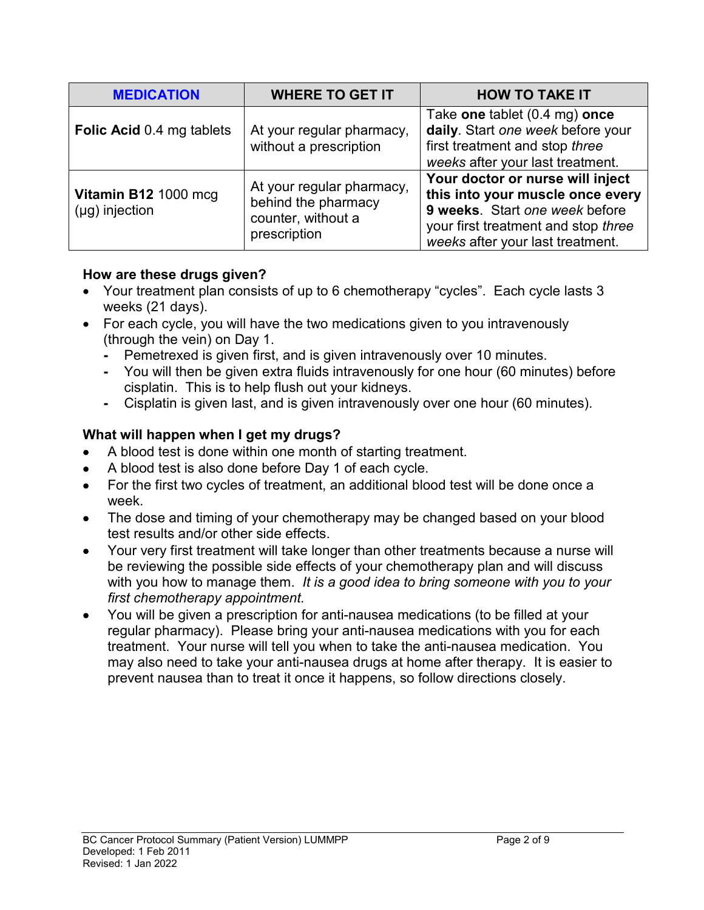| **MEDICATION** | **WHERE TO GET IT** | **HOW TO TAKE IT** |
| --- | --- | --- |
| **Folic Acid** 0.4 mg tablets | At your regular pharmacy, without a prescription | Take **one** tablet (0.4 mg) **once daily**. Start *one week* before your first treatment and stop *three weeks* after your last treatment. |
| **Vitamin B12** 1000 mcg (µg) injection | At your regular pharmacy, behind the pharmacy counter, without a prescription | **Your doctor or nurse will inject this into your muscle once every 9 weeks**. Start *one week* before your first treatment and stop *three weeks* after your last treatment. |

**How are these drugs given?**

- Your treatment plan consists of up to 6 chemotherapy "cycles". Each cycle lasts 3 weeks (21 days).
- For each cycle, you will have the two medications given to you intravenously (through the vein) on Day 1.
  - Pemetrexed is given first, and is given intravenously over 10 minutes.
  - You will then be given extra fluids intravenously for one hour (60 minutes) before cisplatin. This is to help flush out your kidneys.
  - Cisplatin is given last, and is given intravenously over one hour (60 minutes).

**What will happen when I get my drugs?**

- A blood test is done within one month of starting treatment.
- A blood test is also done before Day 1 of each cycle.
- For the first two cycles of treatment, an additional blood test will be done once a week.
- The dose and timing of your chemotherapy may be changed based on your blood test results and/or other side effects.
- Your very first treatment will take longer than other treatments because a nurse will be reviewing the possible side effects of your chemotherapy plan and will discuss with you how to manage them. *It is a good idea to bring someone with you to your first chemotherapy appointment.*
- You will be given a prescription for anti-nausea medications (to be filled at your regular pharmacy). Please bring your anti-nausea medications with you for each treatment. Your nurse will tell you when to take the anti-nausea medication. You may also need to take your anti-nausea drugs at home after therapy. It is easier to prevent nausea than to treat it once it happens, so follow directions closely.

BC Cancer Protocol Summary (Patient Version) LUMMPP
Developed: 1 Feb 2011
Revised: 1 Jan 2022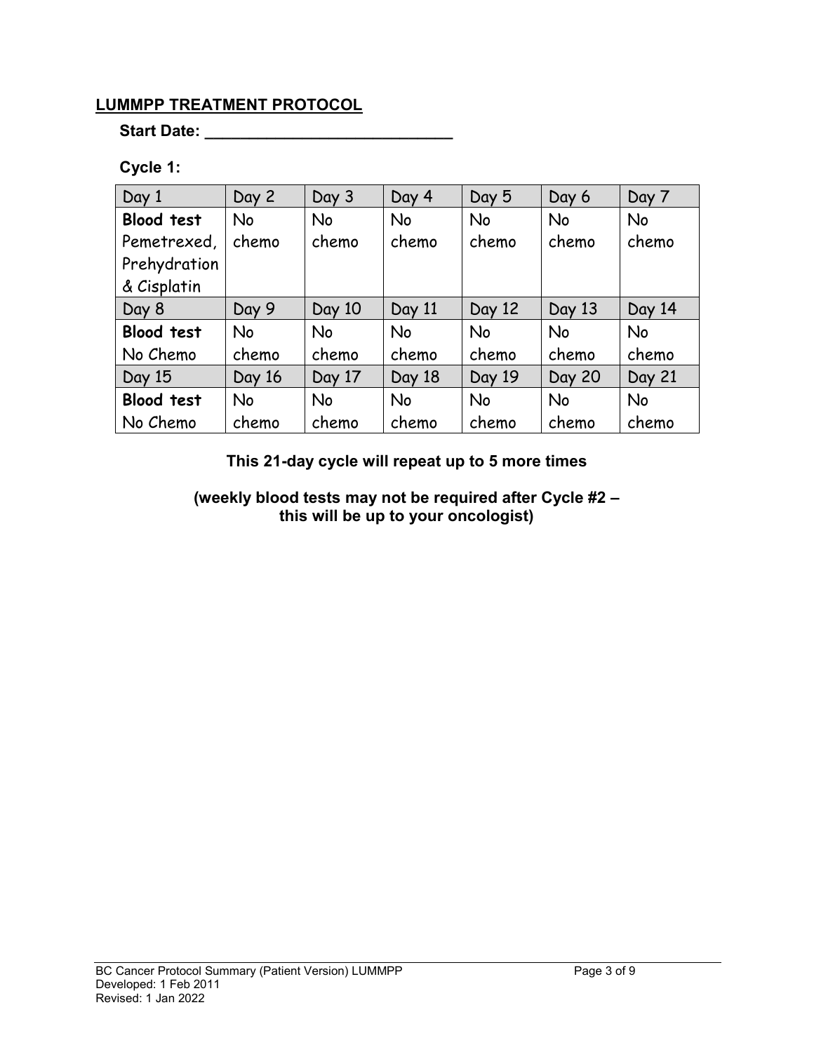## LUMMPP TREATMENT PROTOCOL

**Start Date: \_\_\_\_\_\_\_\_\_\_\_\_\_\_\_\_\_\_\_\_\_\_\_\_\_\_\_\_\_**

**Cycle 1:**

| Day 1 | Day 2 | Day 3 | Day 4 | Day 5 | Day 6 | Day 7 |
|---|---|---|---|---|---|---|
| **Blood test** Pemetrexed, Prehydration & Cisplatin | No chemo | No chemo | No chemo | No chemo | No chemo | No chemo |
| Day 8 | Day 9 | Day 10 | Day 11 | Day 12 | Day 13 | Day 14 |
| **Blood test** No Chemo | No chemo | No chemo | No chemo | No chemo | No chemo | No chemo |
| Day 15 | Day 16 | Day 17 | Day 18 | Day 19 | Day 20 | Day 21 |
| **Blood test** No Chemo | No chemo | No chemo | No chemo | No chemo | No chemo | No chemo |

**This 21-day cycle will repeat up to 5 more times**

**(weekly blood tests may not be required after Cycle #2 – this will be up to your oncologist)**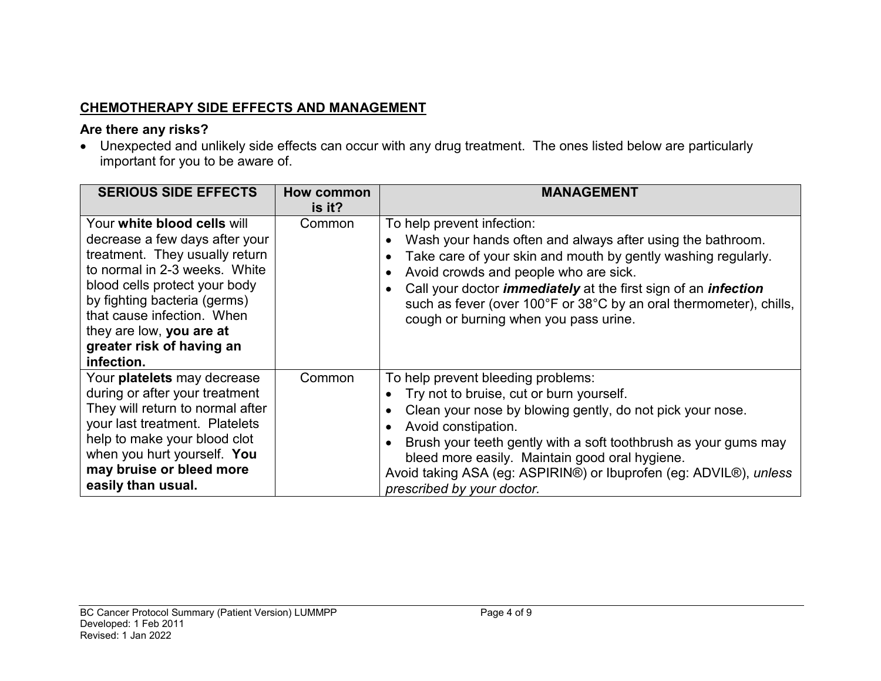## CHEMOTHERAPY SIDE EFFECTS AND MANAGEMENT

**Are there any risks?**

- Unexpected and unlikely side effects can occur with any drug treatment. The ones listed below are particularly important for you to be aware of.

| SERIOUS SIDE EFFECTS | How common is it? | MANAGEMENT |
|---|---|---|
| Your **white blood cells** will decrease a few days after your treatment. They usually return to normal in 2-3 weeks. White blood cells protect your body by fighting bacteria (germs) that cause infection. When they are low, **you are at greater risk of having an infection.** | Common | To help prevent infection:<br>• Wash your hands often and always after using the bathroom.<br>• Take care of your skin and mouth by gently washing regularly.<br>• Avoid crowds and people who are sick.<br>• Call your doctor ***immediately*** at the first sign of an ***infection*** such as fever (over 100°F or 38°C by an oral thermometer), chills, cough or burning when you pass urine. |
| Your **platelets** may decrease during or after your treatment They will return to normal after your last treatment. Platelets help to make your blood clot when you hurt yourself. **You may bruise or bleed more easily than usual.** | Common | To help prevent bleeding problems:<br>• Try not to bruise, cut or burn yourself.<br>• Clean your nose by blowing gently, do not pick your nose.<br>• Avoid constipation.<br>• Brush your teeth gently with a soft toothbrush as your gums may bleed more easily. Maintain good oral hygiene.<br>Avoid taking ASA (eg: ASPIRIN®) or Ibuprofen (eg: ADVIL®), *unless prescribed by your doctor.* |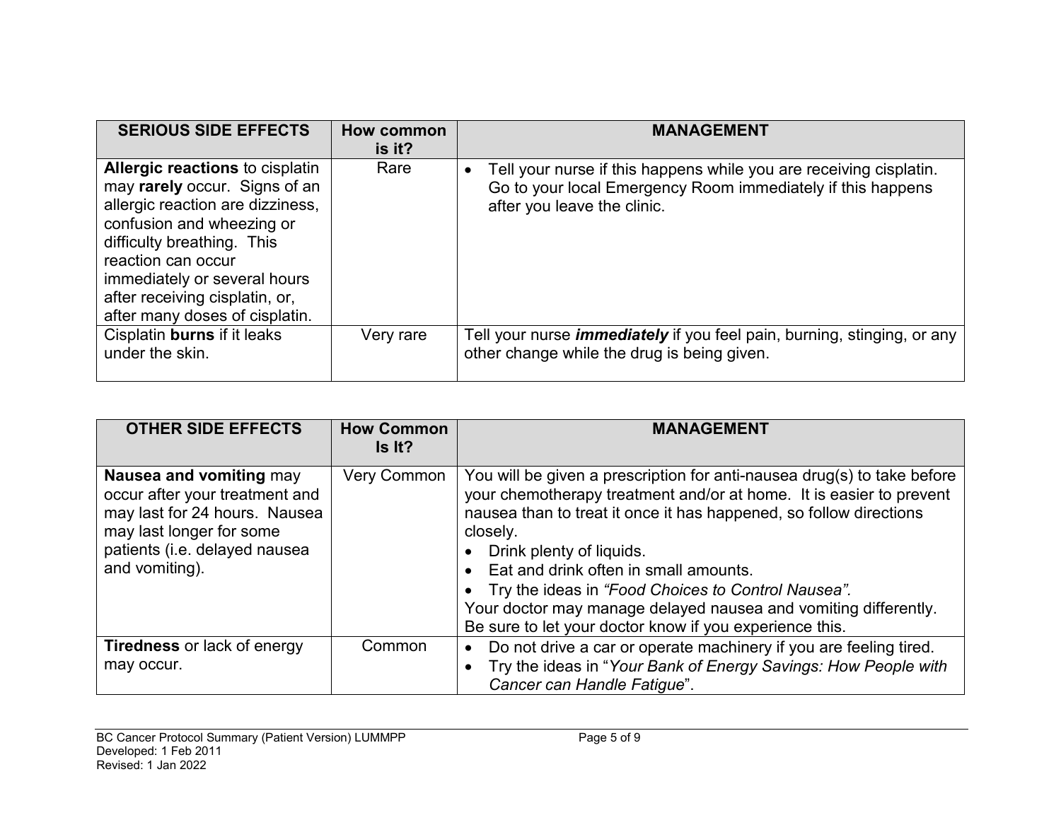| SERIOUS SIDE EFFECTS | How common is it? | MANAGEMENT |
|---|---|---|
| **Allergic reactions** to cisplatin may **rarely** occur. Signs of an allergic reaction are dizziness, confusion and wheezing or difficulty breathing. This reaction can occur immediately or several hours after receiving cisplatin, or, after many doses of cisplatin. | Rare | • Tell your nurse if this happens while you are receiving cisplatin. Go to your local Emergency Room immediately if this happens after you leave the clinic. |
| Cisplatin **burns** if it leaks under the skin. | Very rare | Tell your nurse ***immediately*** if you feel pain, burning, stinging, or any other change while the drug is being given. |

| OTHER SIDE EFFECTS | How Common Is It? | MANAGEMENT |
|---|---|---|
| **Nausea and vomiting** may occur after your treatment and may last for 24 hours. Nausea may last longer for some patients (i.e. delayed nausea and vomiting). | Very Common | You will be given a prescription for anti-nausea drug(s) to take before your chemotherapy treatment and/or at home. It is easier to prevent nausea than to treat it once it has happened, so follow directions closely. <br>• Drink plenty of liquids. <br>• Eat and drink often in small amounts. <br>• Try the ideas in *"Food Choices to Control Nausea".* <br>Your doctor may manage delayed nausea and vomiting differently. Be sure to let your doctor know if you experience this. |
| **Tiredness** or lack of energy may occur. | Common | • Do not drive a car or operate machinery if you are feeling tired. <br>• Try the ideas in "*Your Bank of Energy Savings: How People with Cancer can Handle Fatigue*". |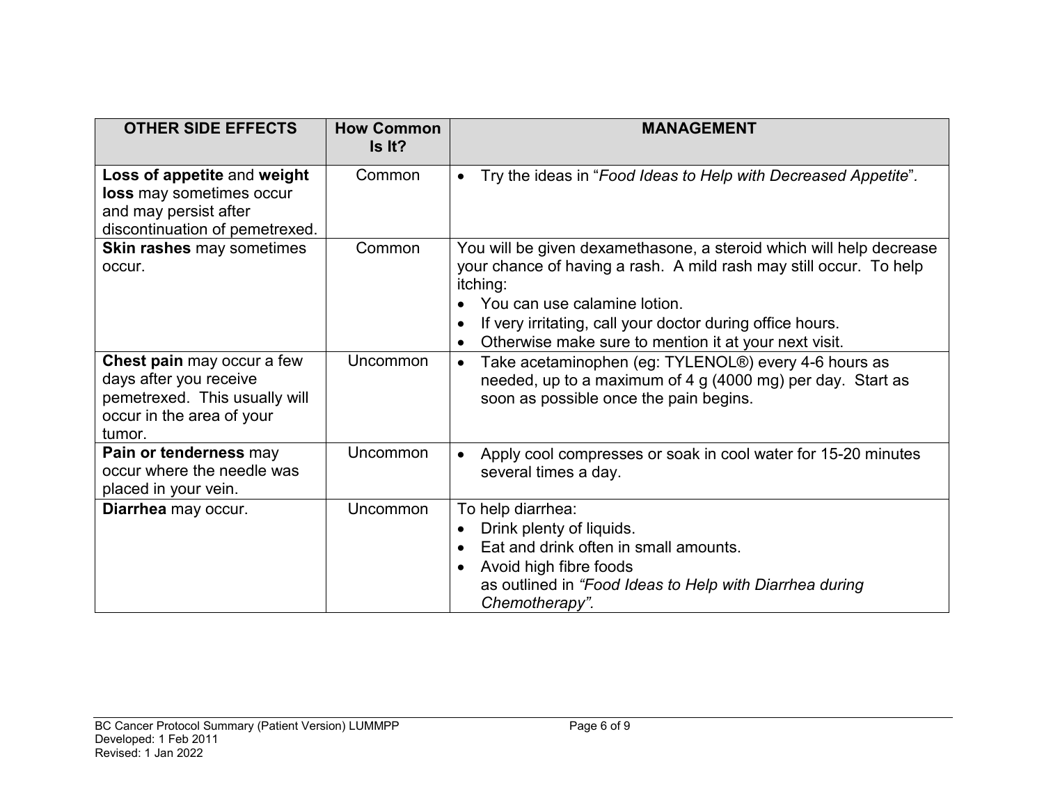| OTHER SIDE EFFECTS | How Common Is It? | MANAGEMENT |
|---|---|---|
| **Loss of appetite** and **weight loss** may sometimes occur and may persist after discontinuation of pemetrexed. | Common | • Try the ideas in "*Food Ideas to Help with Decreased Appetite*". |
| **Skin rashes** may sometimes occur. | Common | You will be given dexamethasone, a steroid which will help decrease your chance of having a rash. A mild rash may still occur. To help itching:<br>• You can use calamine lotion.<br>• If very irritating, call your doctor during office hours.<br>• Otherwise make sure to mention it at your next visit. |
| **Chest pain** may occur a few days after you receive pemetrexed. This usually will occur in the area of your tumor. | Uncommon | • Take acetaminophen (eg: TYLENOL®) every 4-6 hours as needed, up to a maximum of 4 g (4000 mg) per day. Start as soon as possible once the pain begins. |
| **Pain or tenderness** may occur where the needle was placed in your vein. | Uncommon | • Apply cool compresses or soak in cool water for 15-20 minutes several times a day. |
| **Diarrhea** may occur. | Uncommon | To help diarrhea:<br>• Drink plenty of liquids.<br>• Eat and drink often in small amounts.<br>• Avoid high fibre foods as outlined in *"Food Ideas to Help with Diarrhea during Chemotherapy".* |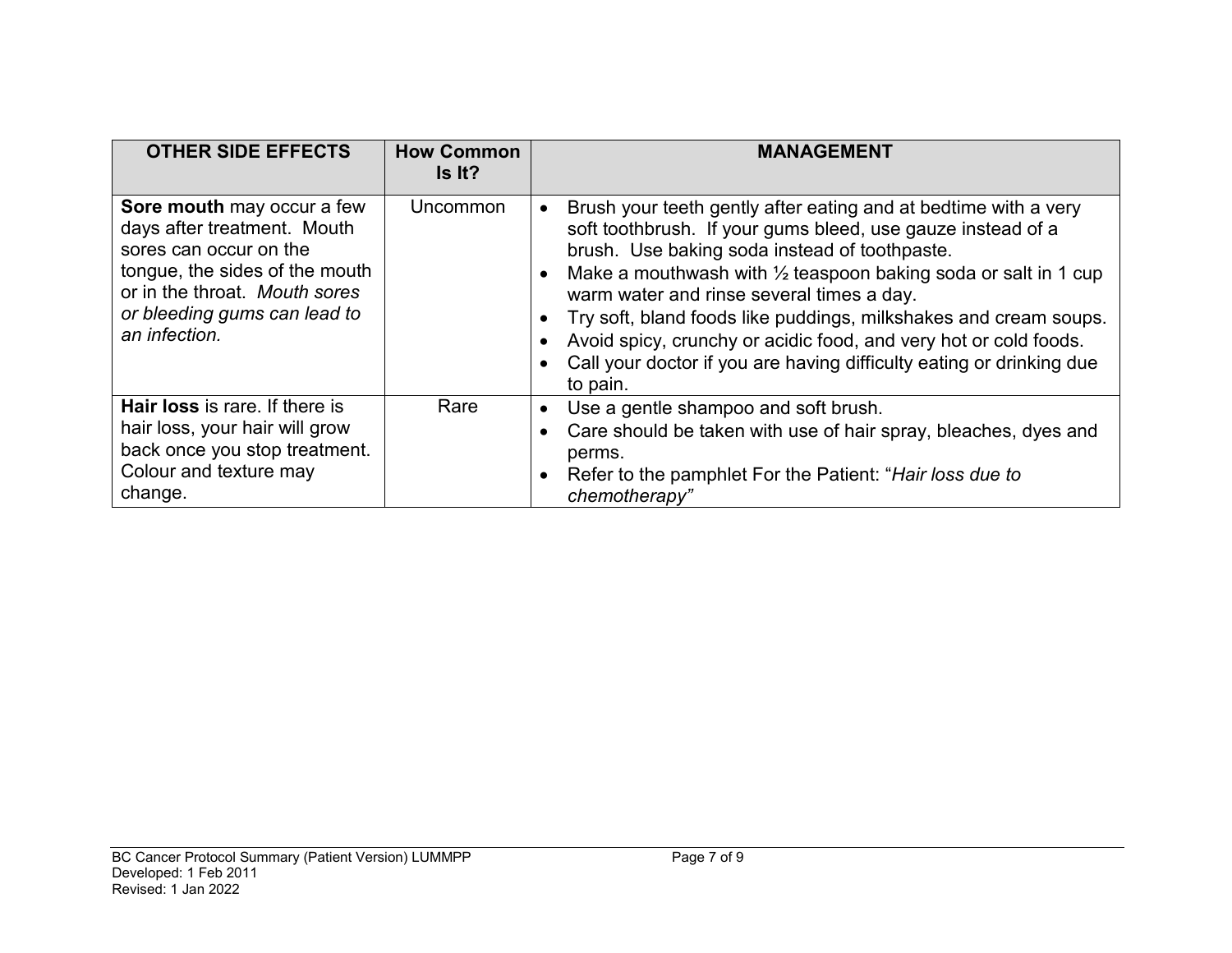| OTHER SIDE EFFECTS | How Common Is It? | MANAGEMENT |
|---|---|---|
| **Sore mouth** may occur a few days after treatment. Mouth sores can occur on the tongue, the sides of the mouth or in the throat. *Mouth sores or bleeding gums can lead to an infection.* | Uncommon | • Brush your teeth gently after eating and at bedtime with a very soft toothbrush. If your gums bleed, use gauze instead of a brush. Use baking soda instead of toothpaste.<br>• Make a mouthwash with ½ teaspoon baking soda or salt in 1 cup warm water and rinse several times a day.<br>• Try soft, bland foods like puddings, milkshakes and cream soups.<br>• Avoid spicy, crunchy or acidic food, and very hot or cold foods.<br>• Call your doctor if you are having difficulty eating or drinking due to pain. |
| **Hair loss** is rare. If there is hair loss, your hair will grow back once you stop treatment. Colour and texture may change. | Rare | • Use a gentle shampoo and soft brush.<br>• Care should be taken with use of hair spray, bleaches, dyes and perms.<br>• Refer to the pamphlet For the Patient: "*Hair loss due to chemotherapy"* |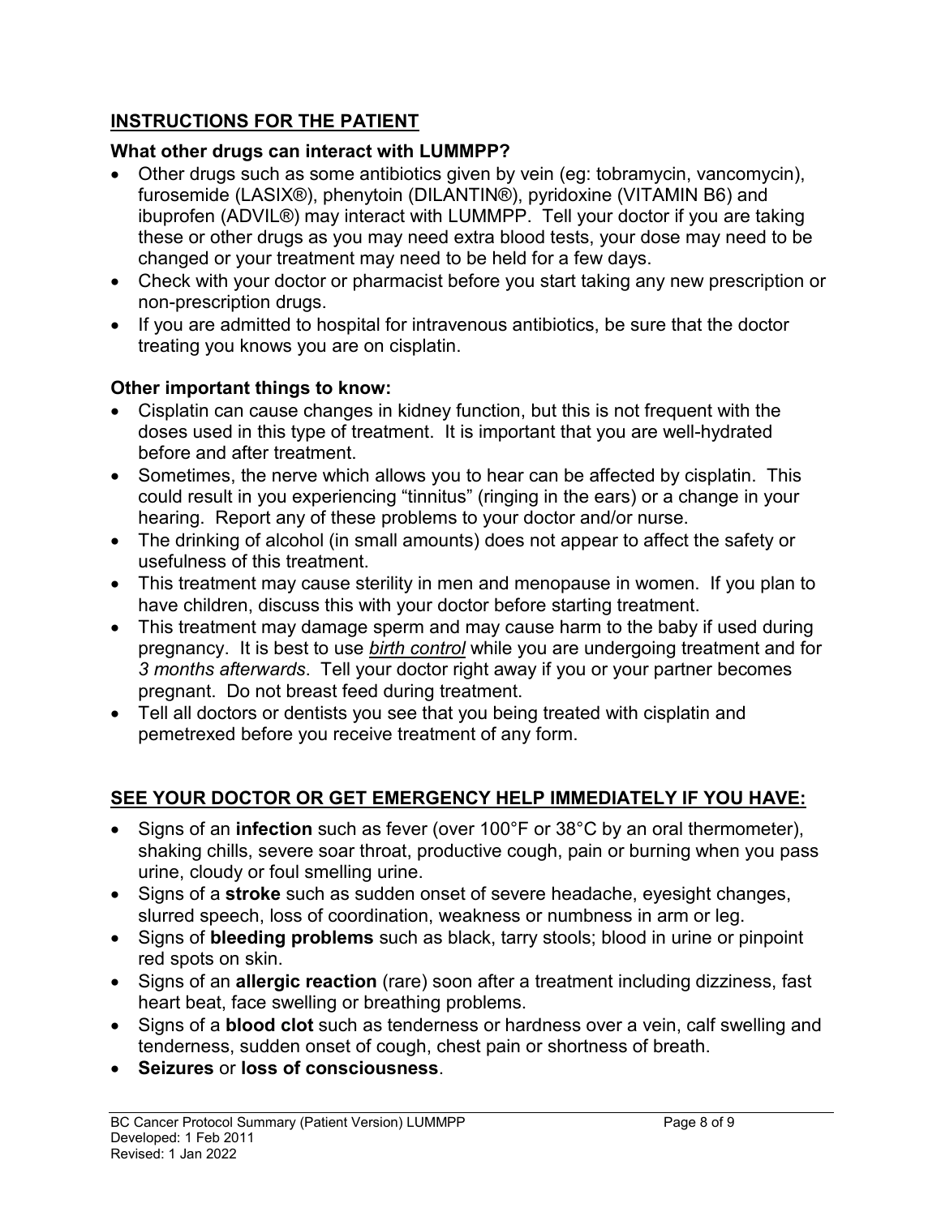## INSTRUCTIONS FOR THE PATIENT

### What other drugs can interact with LUMMPP?

- Other drugs such as some antibiotics given by vein (eg: tobramycin, vancomycin), furosemide (LASIX®), phenytoin (DILANTIN®), pyridoxine (VITAMIN B6) and ibuprofen (ADVIL®) may interact with LUMMPP. Tell your doctor if you are taking these or other drugs as you may need extra blood tests, your dose may need to be changed or your treatment may need to be held for a few days.
- Check with your doctor or pharmacist before you start taking any new prescription or non-prescription drugs.
- If you are admitted to hospital for intravenous antibiotics, be sure that the doctor treating you knows you are on cisplatin.

### Other important things to know:

- Cisplatin can cause changes in kidney function, but this is not frequent with the doses used in this type of treatment. It is important that you are well-hydrated before and after treatment.
- Sometimes, the nerve which allows you to hear can be affected by cisplatin. This could result in you experiencing "tinnitus" (ringing in the ears) or a change in your hearing. Report any of these problems to your doctor and/or nurse.
- The drinking of alcohol (in small amounts) does not appear to affect the safety or usefulness of this treatment.
- This treatment may cause sterility in men and menopause in women. If you plan to have children, discuss this with your doctor before starting treatment.
- This treatment may damage sperm and may cause harm to the baby if used during pregnancy. It is best to use ***birth control*** while you are undergoing treatment and for *3 months afterwards*. Tell your doctor right away if you or your partner becomes pregnant. Do not breast feed during treatment.
- Tell all doctors or dentists you see that you being treated with cisplatin and pemetrexed before you receive treatment of any form.

## SEE YOUR DOCTOR OR GET EMERGENCY HELP IMMEDIATELY IF YOU HAVE:

- Signs of an **infection** such as fever (over 100°F or 38°C by an oral thermometer), shaking chills, severe soar throat, productive cough, pain or burning when you pass urine, cloudy or foul smelling urine.
- Signs of a **stroke** such as sudden onset of severe headache, eyesight changes, slurred speech, loss of coordination, weakness or numbness in arm or leg.
- Signs of **bleeding problems** such as black, tarry stools; blood in urine or pinpoint red spots on skin.
- Signs of an **allergic reaction** (rare) soon after a treatment including dizziness, fast heart beat, face swelling or breathing problems.
- Signs of a **blood clot** such as tenderness or hardness over a vein, calf swelling and tenderness, sudden onset of cough, chest pain or shortness of breath.
- **Seizures** or **loss of consciousness**.

BC Cancer Protocol Summary (Patient Version) LUMMPP
Developed: 1 Feb 2011
Revised: 1 Jan 2022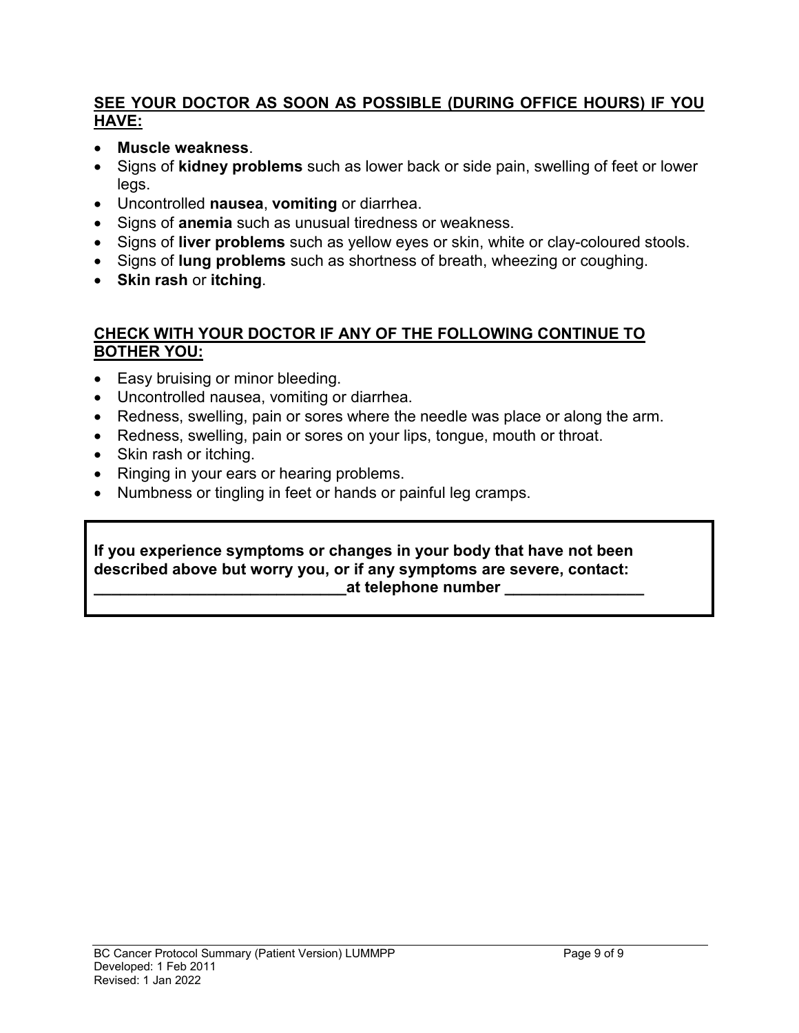**SEE YOUR DOCTOR AS SOON AS POSSIBLE (DURING OFFICE HOURS) IF YOU HAVE:**

- **Muscle weakness**.
- Signs of **kidney problems** such as lower back or side pain, swelling of feet or lower legs.
- Uncontrolled **nausea**, **vomiting** or diarrhea.
- Signs of **anemia** such as unusual tiredness or weakness.
- Signs of **liver problems** such as yellow eyes or skin, white or clay-coloured stools.
- Signs of **lung problems** such as shortness of breath, wheezing or coughing.
- **Skin rash** or **itching**.

**CHECK WITH YOUR DOCTOR IF ANY OF THE FOLLOWING CONTINUE TO BOTHER YOU:**

- Easy bruising or minor bleeding.
- Uncontrolled nausea, vomiting or diarrhea.
- Redness, swelling, pain or sores where the needle was place or along the arm.
- Redness, swelling, pain or sores on your lips, tongue, mouth or throat.
- Skin rash or itching.
- Ringing in your ears or hearing problems.
- Numbness or tingling in feet or hands or painful leg cramps.

**If you experience symptoms or changes in your body that have not been described above but worry you, or if any symptoms are severe, contact: ______________________________at telephone number ________________**